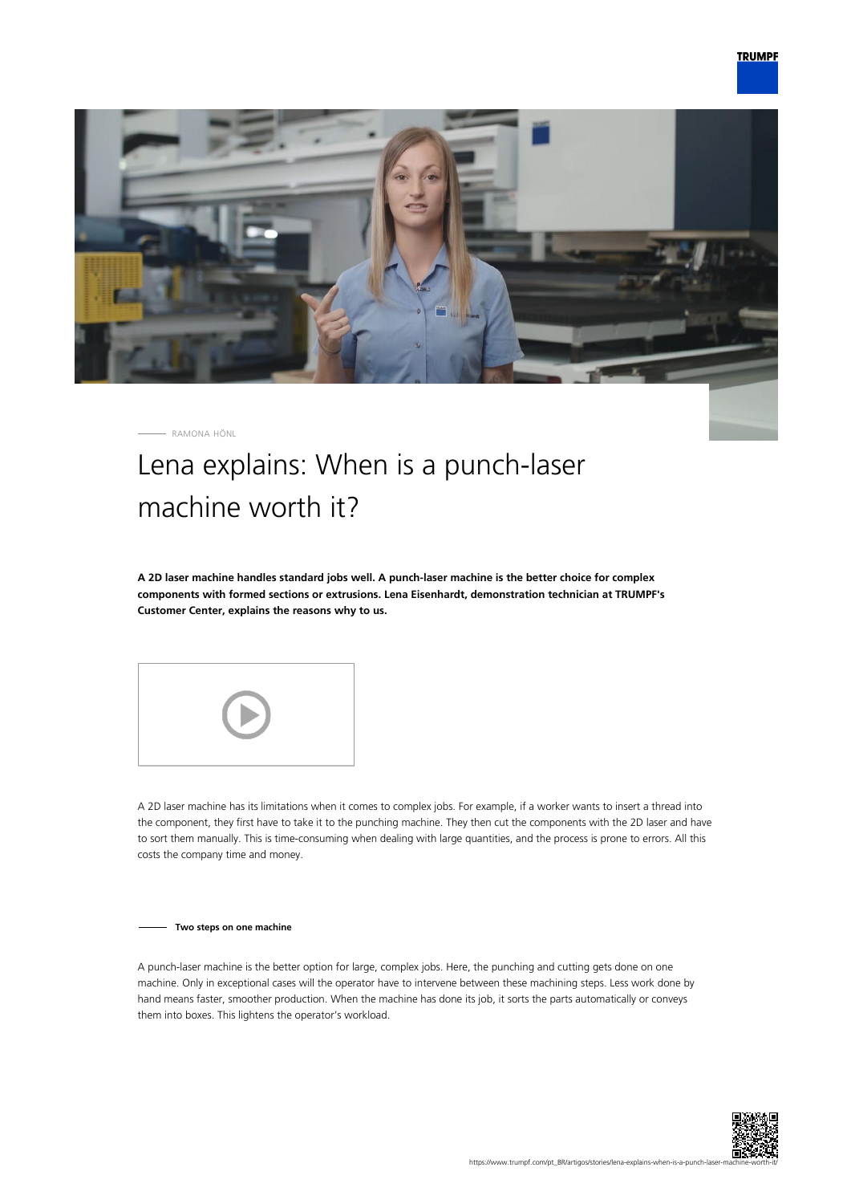RAMONA HÖNL

# Lena explains: When is a punch-laser machine worth it?

**A 2D laser machine handles standard jobs well. A punch-laser machine is the better choice for complex components with formed sections or extrusions. Lena Eisenhardt, demonstration technician at TRUMPF's Customer Center, explains the reasons why to us.**

A 2D laser machine has its limitations when it comes to complex jobs. For example, if a worker wants to insert a thread into the component, they first have to take it to the punching machine. They then cut the components with the 2D laser and have to sort them manually. This is time-consuming when dealing with large quantities, and the process is prone to errors. All this costs the company time and money.

## Two steps on one machine

A punch-laser machine is the better option for large, complex jobs. Here, the punching and cutting gets done on one machine. Only in exceptional cases will the operator have to intervene between these machining steps. Less work done by hand means faster, smoother production. When the machine has done its job, it sorts the parts automatically or conveys them into boxes. This lightens the operator's workload.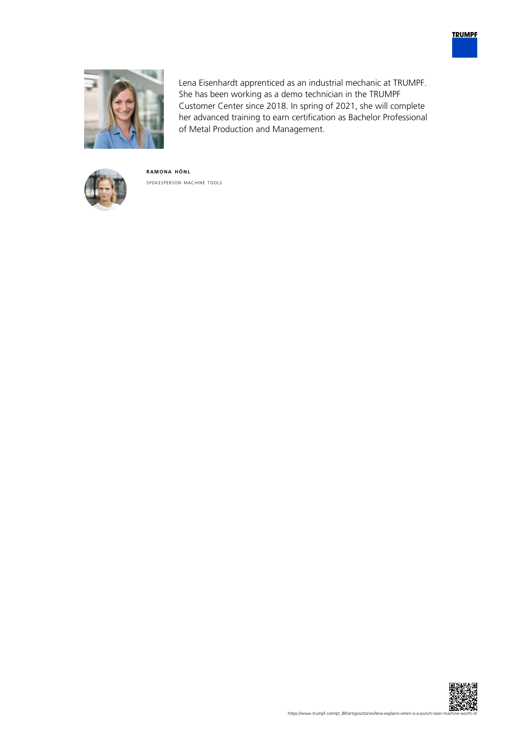Lena Eisenhardt apprenticed as an industrial mechanic at TRUMPF. She has been working as a demo technician in the TRUMPF Customer Center since 2018. In spring of 2021, she will complete her advanced training to earn certification as Bachelor Professional of Metal Production and Management.

**RAMONA HÖNL**

SPOKESPERSON MACHINE TOOLS